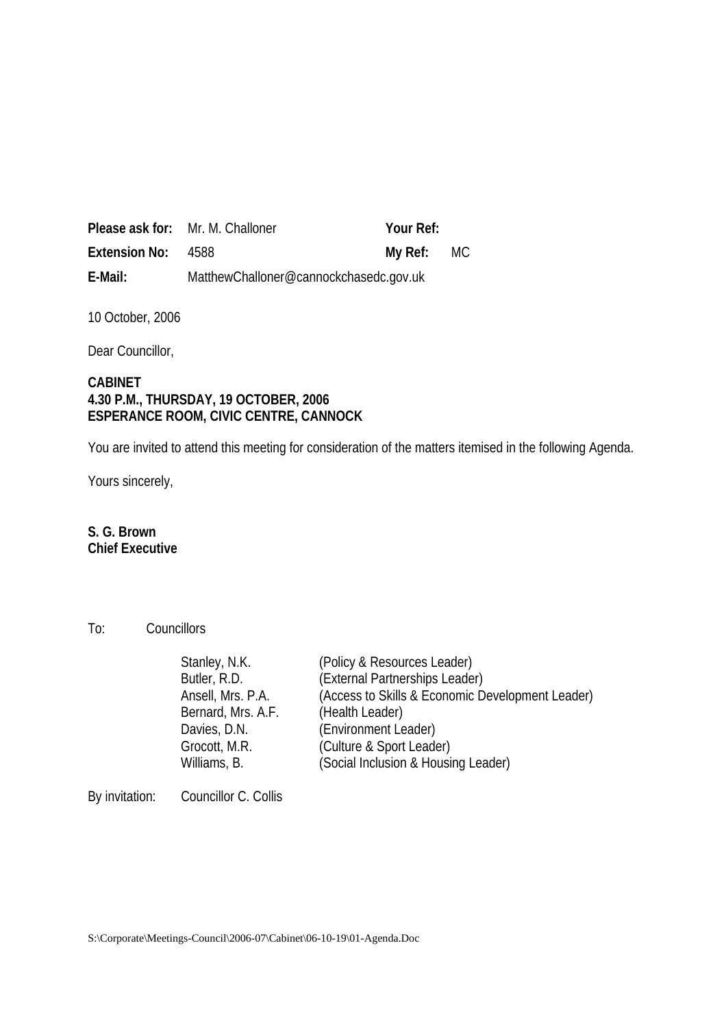| | | | |
|---|---|---|---|
| **Please ask for:** | Mr. M. Challoner | **Your Ref:** | |
| **Extension No:** | 4588 | **My Ref:** | MC |
| **E-Mail:** | MatthewChalloner@cannockchasedc.gov.uk | | |

10 October, 2006

Dear Councillor,

**CABINET**
**4.30 P.M., THURSDAY, 19 OCTOBER, 2006**
**ESPERANCE ROOM, CIVIC CENTRE, CANNOCK**

You are invited to attend this meeting for consideration of the matters itemised in the following Agenda.

Yours sincerely,

**S. G. Brown**
**Chief Executive**

To: Councillors

| | |
|---|---|
| Stanley, N.K. | (Policy & Resources Leader) |
| Butler, R.D. | (External Partnerships Leader) |
| Ansell, Mrs. P.A. | (Access to Skills & Economic Development Leader) |
| Bernard, Mrs. A.F. | (Health Leader) |
| Davies, D.N. | (Environment Leader) |
| Grocott, M.R. | (Culture & Sport Leader) |
| Williams, B. | (Social Inclusion & Housing Leader) |

By invitation: Councillor C. Collis

S:\Corporate\Meetings-Council\2006-07\Cabinet\06-10-19\01-Agenda.Doc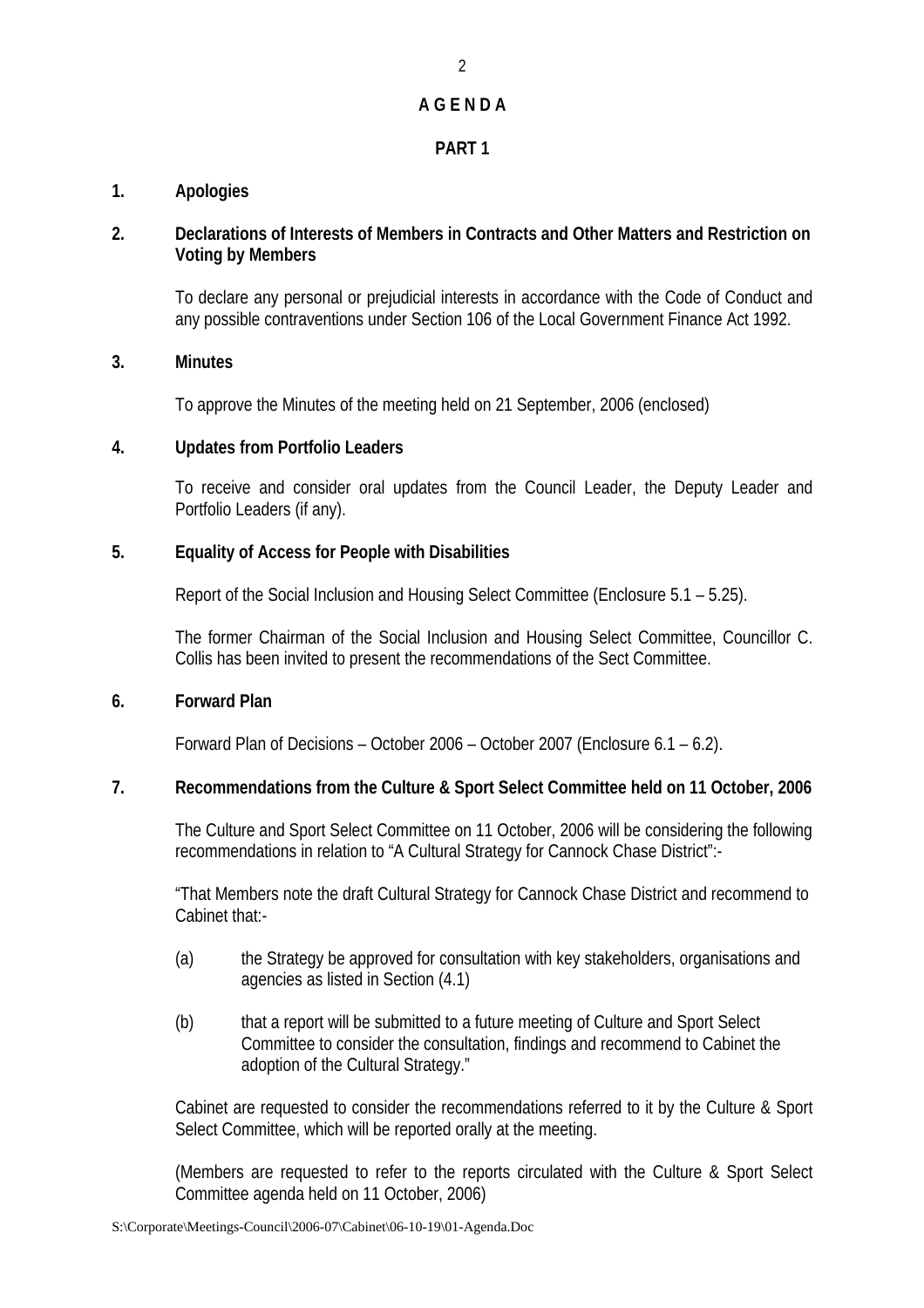# A G E N D A

## PART 1

**1. Apologies**

**2. Declarations of Interests of Members in Contracts and Other Matters and Restriction on Voting by Members**

To declare any personal or prejudicial interests in accordance with the Code of Conduct and any possible contraventions under Section 106 of the Local Government Finance Act 1992.

**3. Minutes**

To approve the Minutes of the meeting held on 21 September, 2006 (enclosed)

**4. Updates from Portfolio Leaders**

To receive and consider oral updates from the Council Leader, the Deputy Leader and Portfolio Leaders (if any).

**5. Equality of Access for People with Disabilities**

Report of the Social Inclusion and Housing Select Committee (Enclosure 5.1 – 5.25).

The former Chairman of the Social Inclusion and Housing Select Committee, Councillor C. Collis has been invited to present the recommendations of the Sect Committee.

**6. Forward Plan**

Forward Plan of Decisions – October 2006 – October 2007 (Enclosure 6.1 – 6.2).

**7. Recommendations from the Culture & Sport Select Committee held on 11 October, 2006**

The Culture and Sport Select Committee on 11 October, 2006 will be considering the following recommendations in relation to "A Cultural Strategy for Cannock Chase District":-

"That Members note the draft Cultural Strategy for Cannock Chase District and recommend to Cabinet that:-

(a) the Strategy be approved for consultation with key stakeholders, organisations and agencies as listed in Section (4.1)

(b) that a report will be submitted to a future meeting of Culture and Sport Select Committee to consider the consultation, findings and recommend to Cabinet the adoption of the Cultural Strategy."

Cabinet are requested to consider the recommendations referred to it by the Culture & Sport Select Committee, which will be reported orally at the meeting.

(Members are requested to refer to the reports circulated with the Culture & Sport Select Committee agenda held on 11 October, 2006)

S:\Corporate\Meetings-Council\2006-07\Cabinet\06-10-19\01-Agenda.Doc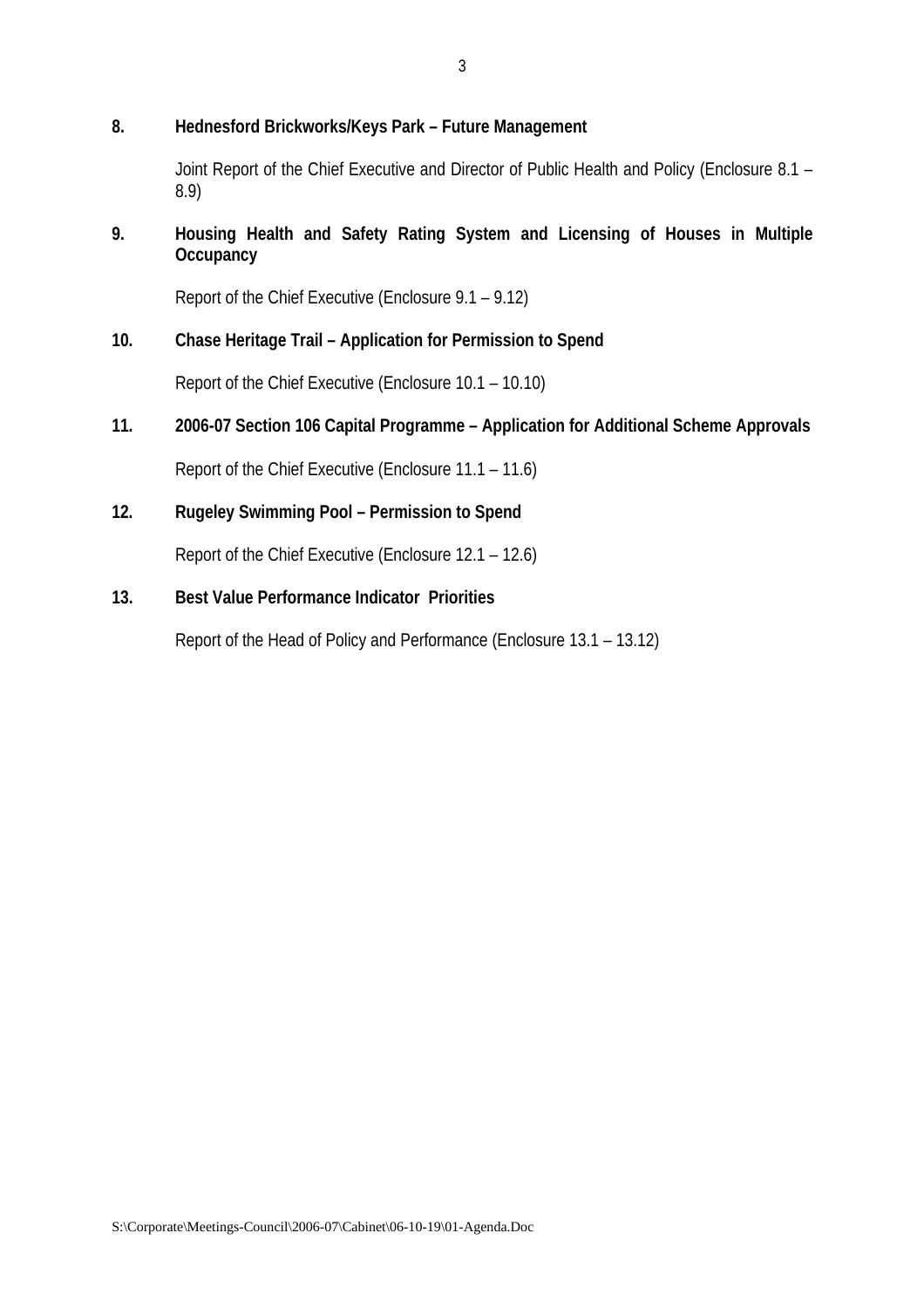**8. Hednesford Brickworks/Keys Park – Future Management**

Joint Report of the Chief Executive and Director of Public Health and Policy (Enclosure 8.1 – 8.9)

**9. Housing Health and Safety Rating System and Licensing of Houses in Multiple Occupancy**

Report of the Chief Executive (Enclosure 9.1 – 9.12)

**10. Chase Heritage Trail – Application for Permission to Spend**

Report of the Chief Executive (Enclosure 10.1 – 10.10)

**11. 2006-07 Section 106 Capital Programme – Application for Additional Scheme Approvals**

Report of the Chief Executive (Enclosure 11.1 – 11.6)

**12. Rugeley Swimming Pool – Permission to Spend**

Report of the Chief Executive (Enclosure 12.1 – 12.6)

**13. Best Value Performance Indicator Priorities**

Report of the Head of Policy and Performance (Enclosure 13.1 – 13.12)

S:\Corporate\Meetings-Council\2006-07\Cabinet\06-10-19\01-Agenda.Doc